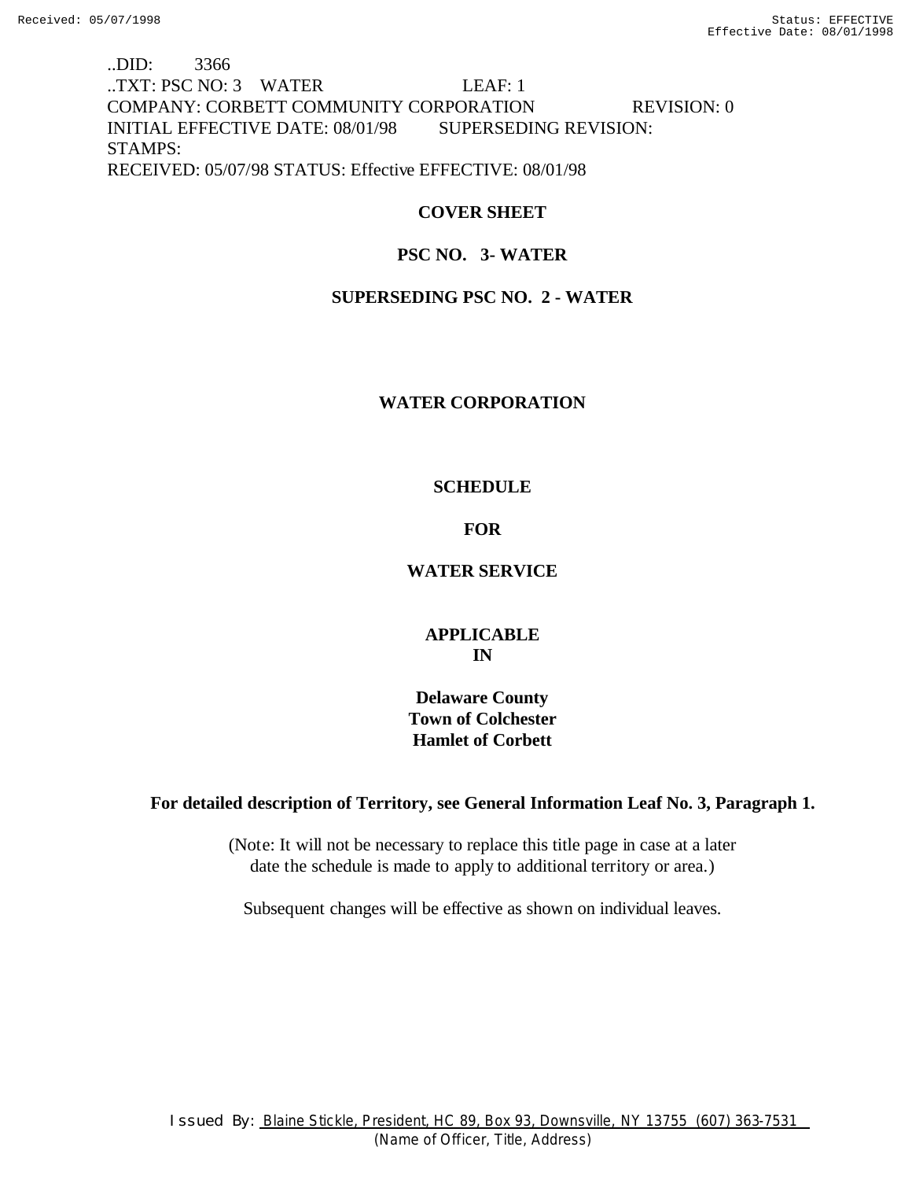..DID: 3366
..TXT: PSC NO: 3 WATER LEAF: 1
COMPANY: CORBETT COMMUNITY CORPORATION REVISION: 0
INITIAL EFFECTIVE DATE: 08/01/98 SUPERSEDING REVISION:
STAMPS:
RECEIVED: 05/07/98 STATUS: Effective EFFECTIVE: 08/01/98

**COVER SHEET**

**PSC NO. 3- WATER**

**SUPERSEDING PSC NO. 2 - WATER**

**WATER CORPORATION**

**SCHEDULE**

**FOR**

**WATER SERVICE**

**APPLICABLE**
**IN**

**Delaware County**
**Town of Colchester**
**Hamlet of Corbett**

**For detailed description of Territory, see General Information Leaf No. 3, Paragraph 1.**

(Note: It will not be necessary to replace this title page in case at a later date the schedule is made to apply to additional territory or area.)

Subsequent changes will be effective as shown on individual leaves.

Issued By: Blaine Stickle, President, HC 89, Box 93, Downsville, NY 13755 (607) 363-7531
(Name of Officer, Title, Address)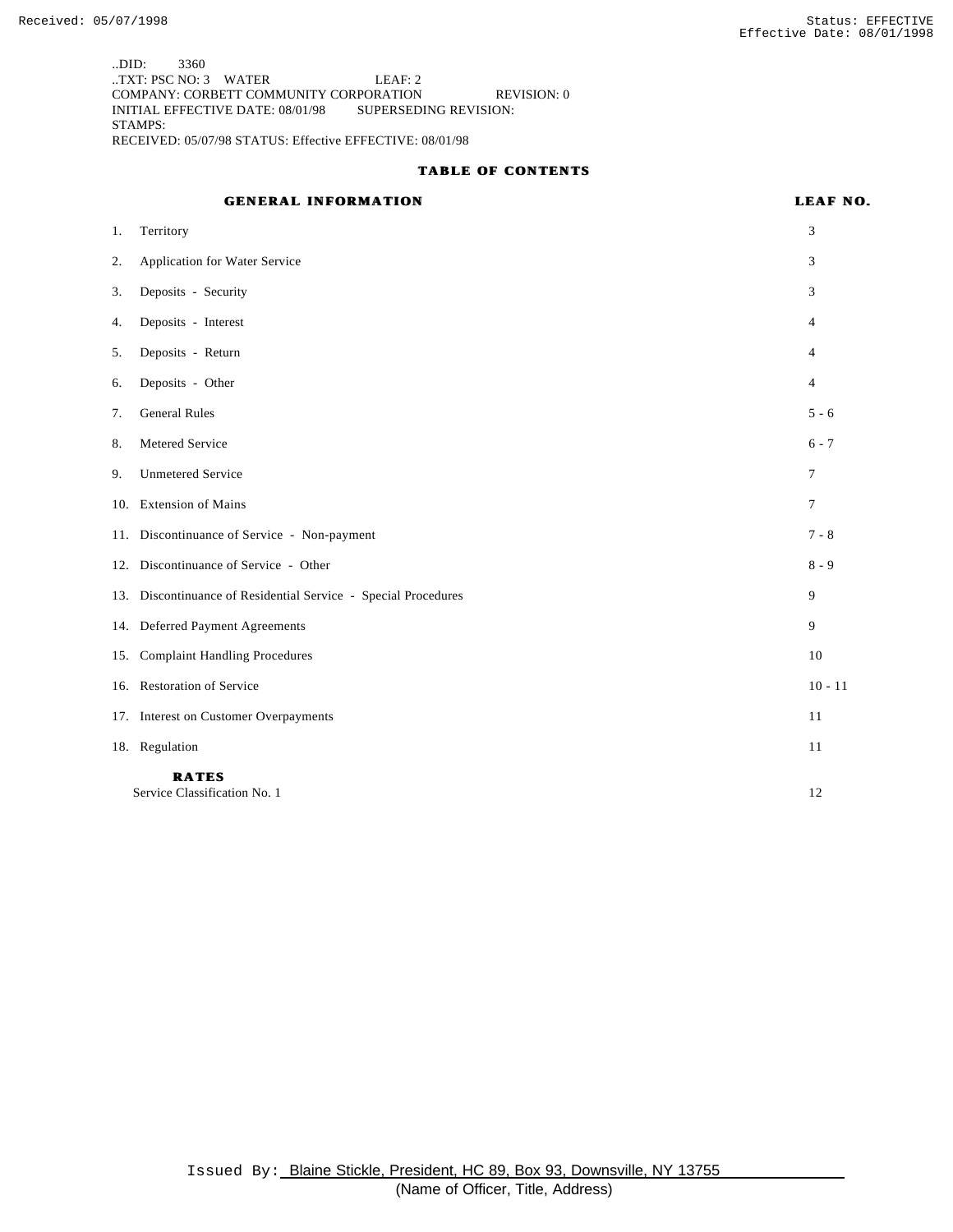..DID: 3360
..TXT: PSC NO: 3 WATER LEAF: 2
COMPANY: CORBETT COMMUNITY CORPORATION REVISION: 0
INITIAL EFFECTIVE DATE: 08/01/98 SUPERSEDING REVISION:
STAMPS:
RECEIVED: 05/07/98 STATUS: Effective EFFECTIVE: 08/01/98

# TABLE OF CONTENTS

| GENERAL INFORMATION | LEAF NO. |
|---|---|
| 1. Territory | 3 |
| 2. Application for Water Service | 3 |
| 3. Deposits - Security | 3 |
| 4. Deposits - Interest | 4 |
| 5. Deposits - Return | 4 |
| 6. Deposits - Other | 4 |
| 7. General Rules | 5 - 6 |
| 8. Metered Service | 6 - 7 |
| 9. Unmetered Service | 7 |
| 10. Extension of Mains | 7 |
| 11. Discontinuance of Service - Non-payment | 7 - 8 |
| 12. Discontinuance of Service - Other | 8 - 9 |
| 13. Discontinuance of Residential Service - Special Procedures | 9 |
| 14. Deferred Payment Agreements | 9 |
| 15. Complaint Handling Procedures | 10 |
| 16. Restoration of Service | 10 - 11 |
| 17. Interest on Customer Overpayments | 11 |
| 18. Regulation | 11 |
| **RATES** | |
| Service Classification No. 1 | 12 |

Issued By: Blaine Stickle, President, HC 89, Box 93, Downsville, NY 13755
(Name of Officer, Title, Address)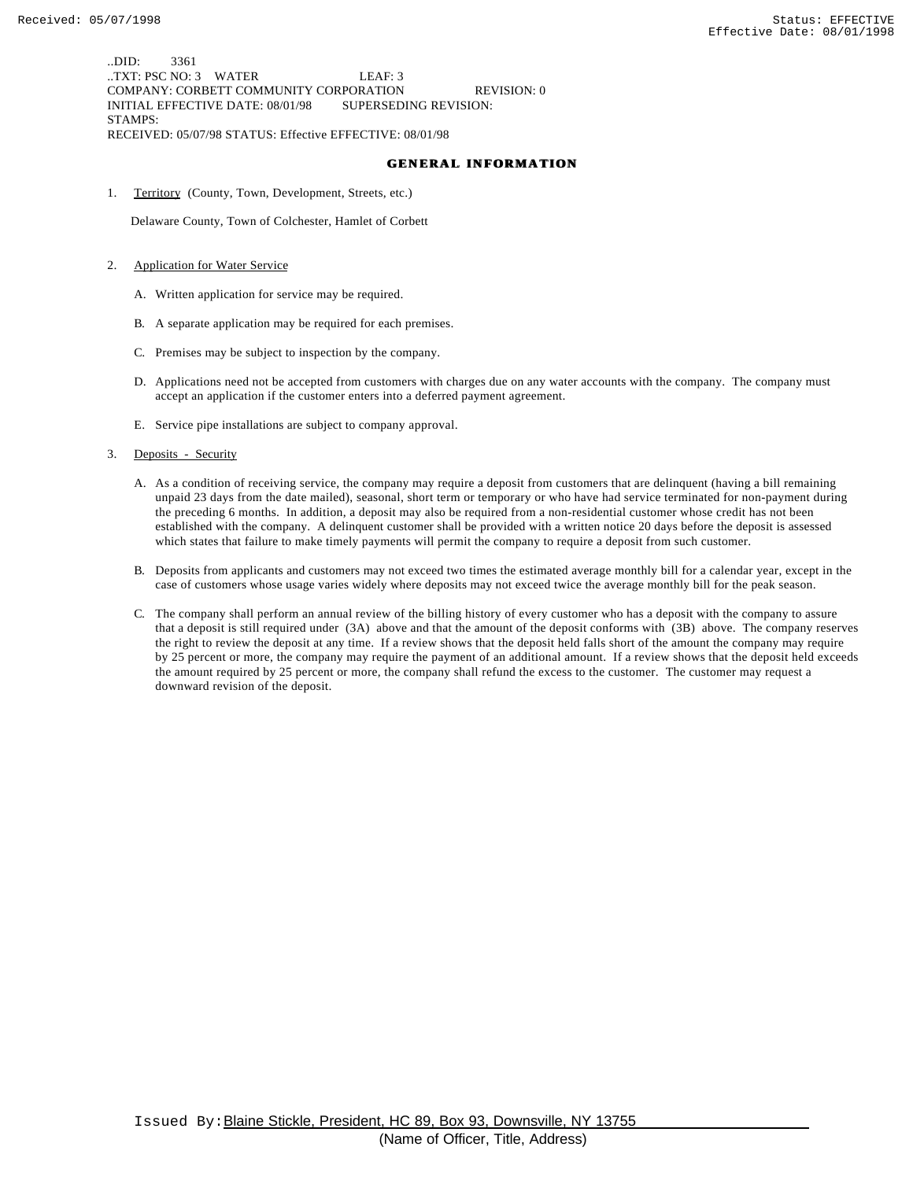..DID: 3361
..TXT: PSC NO: 3 WATER LEAF: 3
COMPANY: CORBETT COMMUNITY CORPORATION REVISION: 0
INITIAL EFFECTIVE DATE: 08/01/98 SUPERSEDING REVISION:
STAMPS:
RECEIVED: 05/07/98 STATUS: Effective EFFECTIVE: 08/01/98

## GENERAL INFORMATION

1. Territory (County, Town, Development, Streets, etc.)

   Delaware County, Town of Colchester, Hamlet of Corbett

2. Application for Water Service

   A. Written application for service may be required.

   B. A separate application may be required for each premises.

   C. Premises may be subject to inspection by the company.

   D. Applications need not be accepted from customers with charges due on any water accounts with the company. The company must accept an application if the customer enters into a deferred payment agreement.

   E. Service pipe installations are subject to company approval.

3. Deposits - Security

   A. As a condition of receiving service, the company may require a deposit from customers that are delinquent (having a bill remaining unpaid 23 days from the date mailed), seasonal, short term or temporary or who have had service terminated for non-payment during the preceding 6 months. In addition, a deposit may also be required from a non-residential customer whose credit has not been established with the company. A delinquent customer shall be provided with a written notice 20 days before the deposit is assessed which states that failure to make timely payments will permit the company to require a deposit from such customer.

   B. Deposits from applicants and customers may not exceed two times the estimated average monthly bill for a calendar year, except in the case of customers whose usage varies widely where deposits may not exceed twice the average monthly bill for the peak season.

   C. The company shall perform an annual review of the billing history of every customer who has a deposit with the company to assure that a deposit is still required under (3A) above and that the amount of the deposit conforms with (3B) above. The company reserves the right to review the deposit at any time. If a review shows that the deposit held falls short of the amount the company may require by 25 percent or more, the company may require the payment of an additional amount. If a review shows that the deposit held exceeds the amount required by 25 percent or more, the company shall refund the excess to the customer. The customer may request a downward revision of the deposit.

Issued By: Blaine Stickle, President, HC 89, Box 93, Downsville, NY 13755
(Name of Officer, Title, Address)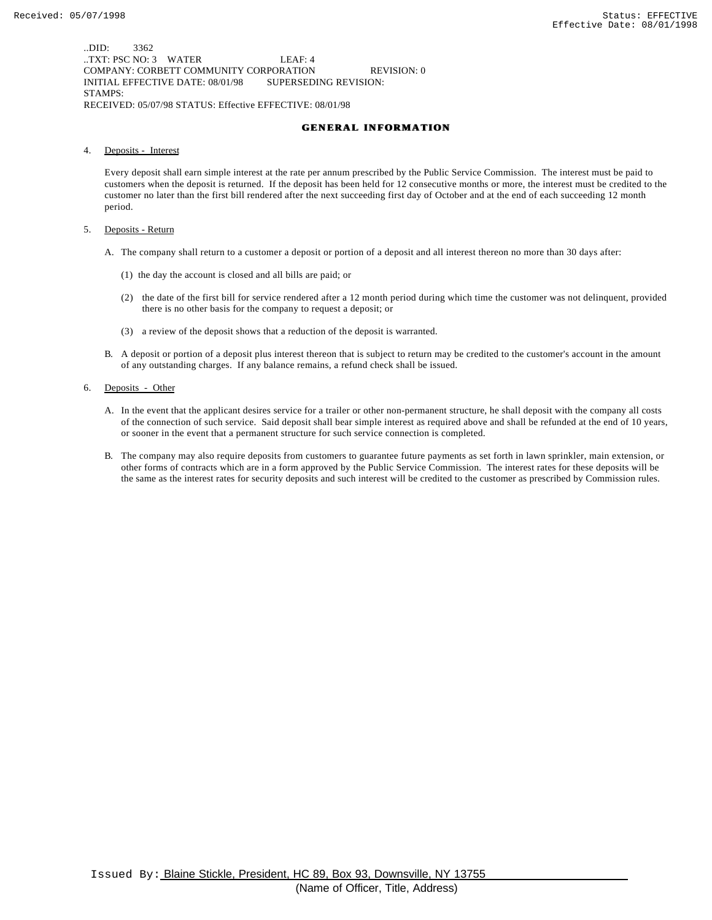..DID: 3362
..TXT: PSC NO: 3 WATER LEAF: 4
COMPANY: CORBETT COMMUNITY CORPORATION REVISION: 0
INITIAL EFFECTIVE DATE: 08/01/98 SUPERSEDING REVISION:
STAMPS:
RECEIVED: 05/07/98 STATUS: Effective EFFECTIVE: 08/01/98

## GENERAL INFORMATION

4. Deposits - Interest

   Every deposit shall earn simple interest at the rate per annum prescribed by the Public Service Commission. The interest must be paid to customers when the deposit is returned. If the deposit has been held for 12 consecutive months or more, the interest must be credited to the customer no later than the first bill rendered after the next succeeding first day of October and at the end of each succeeding 12 month period.

5. Deposits - Return

   A. The company shall return to a customer a deposit or portion of a deposit and all interest thereon no more than 30 days after:

      (1) the day the account is closed and all bills are paid; or

      (2) the date of the first bill for service rendered after a 12 month period during which time the customer was not delinquent, provided there is no other basis for the company to request a deposit; or

      (3) a review of the deposit shows that a reduction of the deposit is warranted.

   B. A deposit or portion of a deposit plus interest thereon that is subject to return may be credited to the customer's account in the amount of any outstanding charges. If any balance remains, a refund check shall be issued.

6. Deposits - Other

   A. In the event that the applicant desires service for a trailer or other non-permanent structure, he shall deposit with the company all costs of the connection of such service. Said deposit shall bear simple interest as required above and shall be refunded at the end of 10 years, or sooner in the event that a permanent structure for such service connection is completed.

   B. The company may also require deposits from customers to guarantee future payments as set forth in lawn sprinkler, main extension, or other forms of contracts which are in a form approved by the Public Service Commission. The interest rates for these deposits will be the same as the interest rates for security deposits and such interest will be credited to the customer as prescribed by Commission rules.

Issued By: Blaine Stickle, President, HC 89, Box 93, Downsville, NY 13755
(Name of Officer, Title, Address)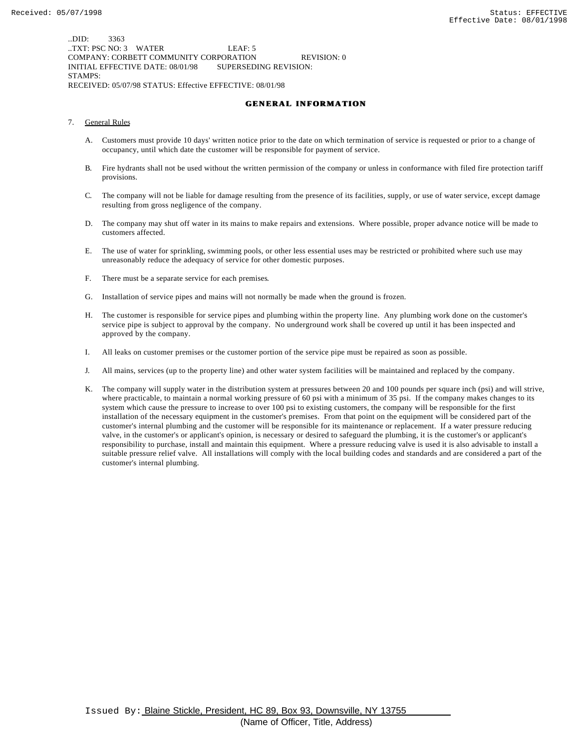..DID: 3363
..TXT: PSC NO: 3 WATER LEAF: 5
COMPANY: CORBETT COMMUNITY CORPORATION REVISION: 0
INITIAL EFFECTIVE DATE: 08/01/98 SUPERSEDING REVISION:
STAMPS:
RECEIVED: 05/07/98 STATUS: Effective EFFECTIVE: 08/01/98

## GENERAL INFORMATION

7. General Rules

   A. Customers must provide 10 days' written notice prior to the date on which termination of service is requested or prior to a change of occupancy, until which date the customer will be responsible for payment of service.

   B. Fire hydrants shall not be used without the written permission of the company or unless in conformance with filed fire protection tariff provisions.

   C. The company will not be liable for damage resulting from the presence of its facilities, supply, or use of water service, except damage resulting from gross negligence of the company.

   D. The company may shut off water in its mains to make repairs and extensions. Where possible, proper advance notice will be made to customers affected.

   E. The use of water for sprinkling, swimming pools, or other less essential uses may be restricted or prohibited where such use may unreasonably reduce the adequacy of service for other domestic purposes.

   F. There must be a separate service for each premises.

   G. Installation of service pipes and mains will not normally be made when the ground is frozen.

   H. The customer is responsible for service pipes and plumbing within the property line. Any plumbing work done on the customer's service pipe is subject to approval by the company. No underground work shall be covered up until it has been inspected and approved by the company.

   I. All leaks on customer premises or the customer portion of the service pipe must be repaired as soon as possible.

   J. All mains, services (up to the property line) and other water system facilities will be maintained and replaced by the company.

   K. The company will supply water in the distribution system at pressures between 20 and 100 pounds per square inch (psi) and will strive, where practicable, to maintain a normal working pressure of 60 psi with a minimum of 35 psi. If the company makes changes to its system which cause the pressure to increase to over 100 psi to existing customers, the company will be responsible for the first installation of the necessary equipment in the customer's premises. From that point on the equipment will be considered part of the customer's internal plumbing and the customer will be responsible for its maintenance or replacement. If a water pressure reducing valve, in the customer's or applicant's opinion, is necessary or desired to safeguard the plumbing, it is the customer's or applicant's responsibility to purchase, install and maintain this equipment. Where a pressure reducing valve is used it is also advisable to install a suitable pressure relief valve. All installations will comply with the local building codes and standards and are considered a part of the customer's internal plumbing.

Issued By: Blaine Stickle, President, HC 89, Box 93, Downsville, NY 13755
(Name of Officer, Title, Address)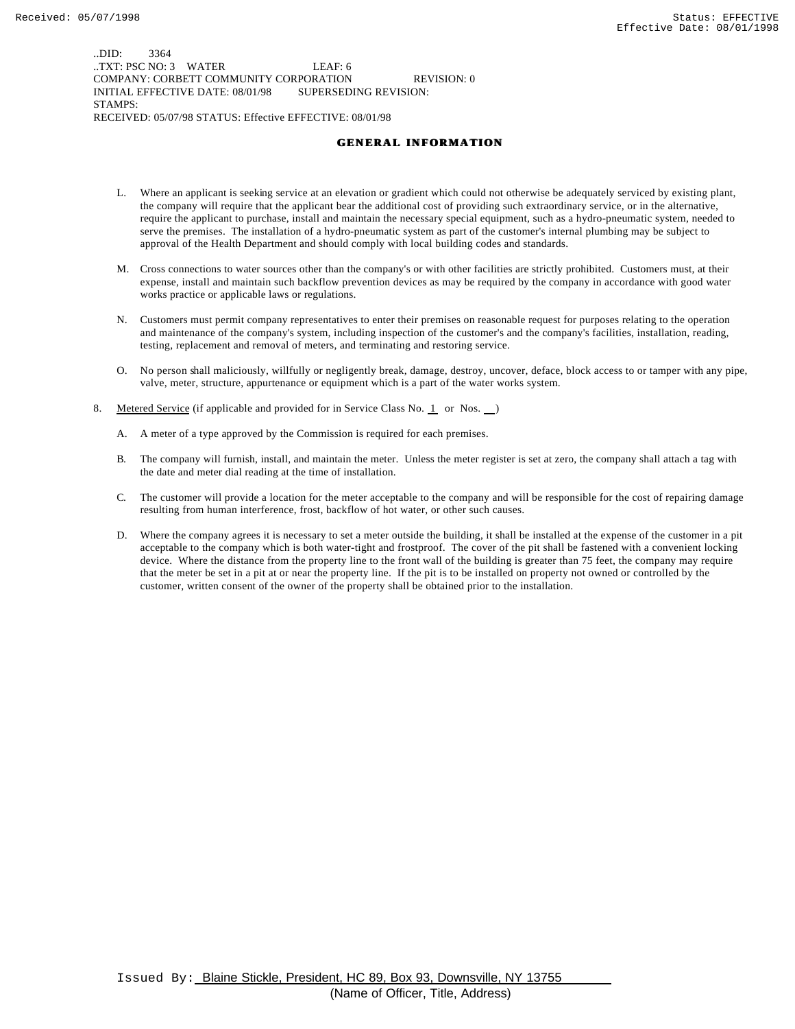..DID: 3364
..TXT: PSC NO: 3 WATER LEAF: 6
COMPANY: CORBETT COMMUNITY CORPORATION REVISION: 0
INITIAL EFFECTIVE DATE: 08/01/98 SUPERSEDING REVISION:
STAMPS:
RECEIVED: 05/07/98 STATUS: Effective EFFECTIVE: 08/01/98

## GENERAL INFORMATION

L. Where an applicant is seeking service at an elevation or gradient which could not otherwise be adequately serviced by existing plant, the company will require that the applicant bear the additional cost of providing such extraordinary service, or in the alternative, require the applicant to purchase, install and maintain the necessary special equipment, such as a hydro-pneumatic system, needed to serve the premises. The installation of a hydro-pneumatic system as part of the customer's internal plumbing may be subject to approval of the Health Department and should comply with local building codes and standards.

M. Cross connections to water sources other than the company's or with other facilities are strictly prohibited. Customers must, at their expense, install and maintain such backflow prevention devices as may be required by the company in accordance with good water works practice or applicable laws or regulations.

N. Customers must permit company representatives to enter their premises on reasonable request for purposes relating to the operation and maintenance of the company's system, including inspection of the customer's and the company's facilities, installation, reading, testing, replacement and removal of meters, and terminating and restoring service.

O. No person shall maliciously, willfully or negligently break, damage, destroy, uncover, deface, block access to or tamper with any pipe, valve, meter, structure, appurtenance or equipment which is a part of the water works system.

8. Metered Service (if applicable and provided for in Service Class No. 1 or Nos. __ )

A. A meter of a type approved by the Commission is required for each premises.

B. The company will furnish, install, and maintain the meter. Unless the meter register is set at zero, the company shall attach a tag with the date and meter dial reading at the time of installation.

C. The customer will provide a location for the meter acceptable to the company and will be responsible for the cost of repairing damage resulting from human interference, frost, backflow of hot water, or other such causes.

D. Where the company agrees it is necessary to set a meter outside the building, it shall be installed at the expense of the customer in a pit acceptable to the company which is both water-tight and frostproof. The cover of the pit shall be fastened with a convenient locking device. Where the distance from the property line to the front wall of the building is greater than 75 feet, the company may require that the meter be set in a pit at or near the property line. If the pit is to be installed on property not owned or controlled by the customer, written consent of the owner of the property shall be obtained prior to the installation.

Issued By: Blaine Stickle, President, HC 89, Box 93, Downsville, NY 13755
(Name of Officer, Title, Address)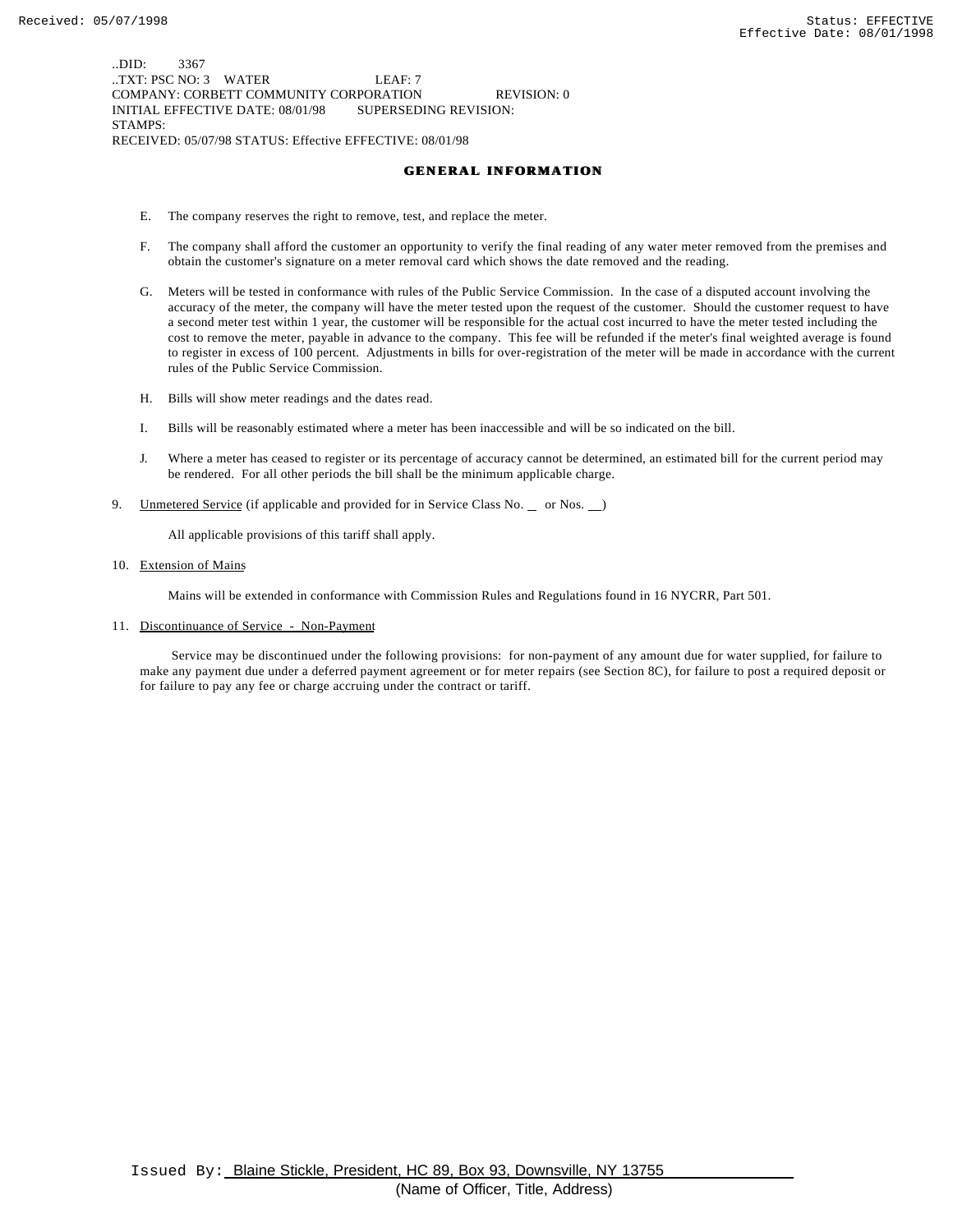..DID: 3367
..TXT: PSC NO: 3 WATER LEAF: 7
COMPANY: CORBETT COMMUNITY CORPORATION REVISION: 0
INITIAL EFFECTIVE DATE: 08/01/98 SUPERSEDING REVISION:
STAMPS:
RECEIVED: 05/07/98 STATUS: Effective EFFECTIVE: 08/01/98

## GENERAL INFORMATION

E. The company reserves the right to remove, test, and replace the meter.

F. The company shall afford the customer an opportunity to verify the final reading of any water meter removed from the premises and obtain the customer's signature on a meter removal card which shows the date removed and the reading.

G. Meters will be tested in conformance with rules of the Public Service Commission. In the case of a disputed account involving the accuracy of the meter, the company will have the meter tested upon the request of the customer. Should the customer request to have a second meter test within 1 year, the customer will be responsible for the actual cost incurred to have the meter tested including the cost to remove the meter, payable in advance to the company. This fee will be refunded if the meter's final weighted average is found to register in excess of 100 percent. Adjustments in bills for over-registration of the meter will be made in accordance with the current rules of the Public Service Commission.

H. Bills will show meter readings and the dates read.

I. Bills will be reasonably estimated where a meter has been inaccessible and will be so indicated on the bill.

J. Where a meter has ceased to register or its percentage of accuracy cannot be determined, an estimated bill for the current period may be rendered. For all other periods the bill shall be the minimum applicable charge.

9. Unmetered Service (if applicable and provided for in Service Class No. __ or Nos. __)

   All applicable provisions of this tariff shall apply.

10. Extension of Mains

    Mains will be extended in conformance with Commission Rules and Regulations found in 16 NYCRR, Part 501.

11. Discontinuance of Service - Non-Payment

    Service may be discontinued under the following provisions: for non-payment of any amount due for water supplied, for failure to make any payment due under a deferred payment agreement or for meter repairs (see Section 8C), for failure to post a required deposit or for failure to pay any fee or charge accruing under the contract or tariff.

Issued By: Blaine Stickle, President, HC 89, Box 93, Downsville, NY 13755
(Name of Officer, Title, Address)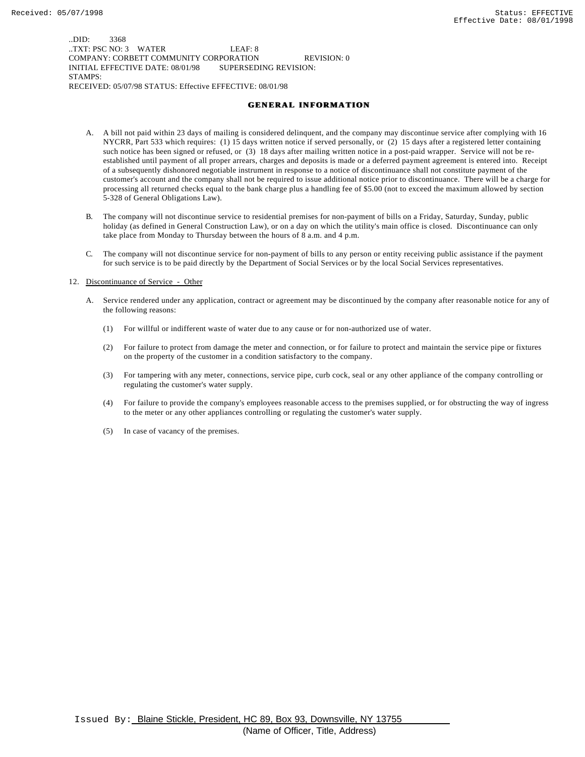..DID: 3368
..TXT: PSC NO: 3 WATER LEAF: 8
COMPANY: CORBETT COMMUNITY CORPORATION REVISION: 0
INITIAL EFFECTIVE DATE: 08/01/98 SUPERSEDING REVISION:
STAMPS:
RECEIVED: 05/07/98 STATUS: Effective EFFECTIVE: 08/01/98

## GENERAL INFORMATION

A. A bill not paid within 23 days of mailing is considered delinquent, and the company may discontinue service after complying with 16 NYCRR, Part 533 which requires: (1) 15 days written notice if served personally, or (2) 15 days after a registered letter containing such notice has been signed or refused, or (3) 18 days after mailing written notice in a post-paid wrapper. Service will not be re-established until payment of all proper arrears, charges and deposits is made or a deferred payment agreement is entered into. Receipt of a subsequently dishonored negotiable instrument in response to a notice of discontinuance shall not constitute payment of the customer's account and the company shall not be required to issue additional notice prior to discontinuance. There will be a charge for processing all returned checks equal to the bank charge plus a handling fee of $5.00 (not to exceed the maximum allowed by section 5-328 of General Obligations Law).

B. The company will not discontinue service to residential premises for non-payment of bills on a Friday, Saturday, Sunday, public holiday (as defined in General Construction Law), or on a day on which the utility's main office is closed. Discontinuance can only take place from Monday to Thursday between the hours of 8 a.m. and 4 p.m.

C. The company will not discontinue service for non-payment of bills to any person or entity receiving public assistance if the payment for such service is to be paid directly by the Department of Social Services or by the local Social Services representatives.

12. Discontinuance of Service - Other

A. Service rendered under any application, contract or agreement may be discontinued by the company after reasonable notice for any of the following reasons:

(1) For willful or indifferent waste of water due to any cause or for non-authorized use of water.

(2) For failure to protect from damage the meter and connection, or for failure to protect and maintain the service pipe or fixtures on the property of the customer in a condition satisfactory to the company.

(3) For tampering with any meter, connections, service pipe, curb cock, seal or any other appliance of the company controlling or regulating the customer's water supply.

(4) For failure to provide the company's employees reasonable access to the premises supplied, or for obstructing the way of ingress to the meter or any other appliances controlling or regulating the customer's water supply.

(5) In case of vacancy of the premises.

Issued By: Blaine Stickle, President, HC 89, Box 93, Downsville, NY 13755
(Name of Officer, Title, Address)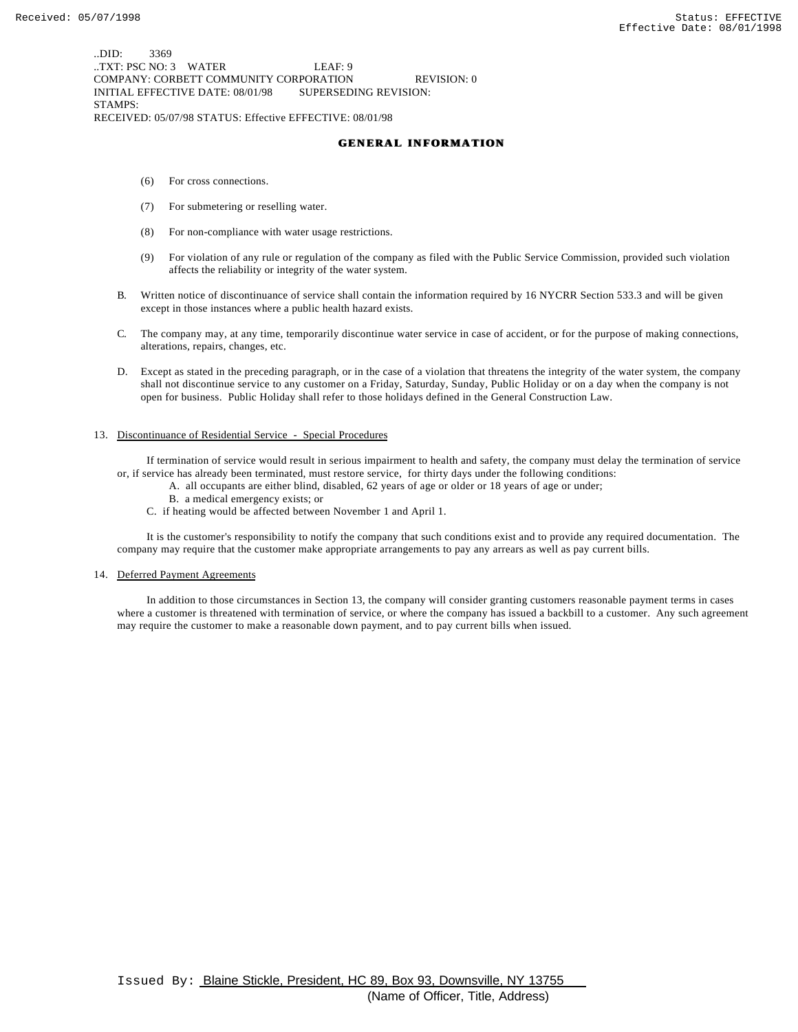..DID: 3369
..TXT: PSC NO: 3 WATER LEAF: 9
COMPANY: CORBETT COMMUNITY CORPORATION REVISION: 0
INITIAL EFFECTIVE DATE: 08/01/98 SUPERSEDING REVISION:
STAMPS:
RECEIVED: 05/07/98 STATUS: Effective EFFECTIVE: 08/01/98

## GENERAL INFORMATION

(6) For cross connections.

(7) For submetering or reselling water.

(8) For non-compliance with water usage restrictions.

(9) For violation of any rule or regulation of the company as filed with the Public Service Commission, provided such violation affects the reliability or integrity of the water system.

B. Written notice of discontinuance of service shall contain the information required by 16 NYCRR Section 533.3 and will be given except in those instances where a public health hazard exists.

C. The company may, at any time, temporarily discontinue water service in case of accident, or for the purpose of making connections, alterations, repairs, changes, etc.

D. Except as stated in the preceding paragraph, or in the case of a violation that threatens the integrity of the water system, the company shall not discontinue service to any customer on a Friday, Saturday, Sunday, Public Holiday or on a day when the company is not open for business. Public Holiday shall refer to those holidays defined in the General Construction Law.

13. Discontinuance of Residential Service - Special Procedures

If termination of service would result in serious impairment to health and safety, the company must delay the termination of service or, if service has already been terminated, must restore service, for thirty days under the following conditions:

A. all occupants are either blind, disabled, 62 years of age or older or 18 years of age or under;
B. a medical emergency exists; or
C. if heating would be affected between November 1 and April 1.

It is the customer's responsibility to notify the company that such conditions exist and to provide any required documentation. The company may require that the customer make appropriate arrangements to pay any arrears as well as pay current bills.

14. Deferred Payment Agreements

In addition to those circumstances in Section 13, the company will consider granting customers reasonable payment terms in cases where a customer is threatened with termination of service, or where the company has issued a backbill to a customer. Any such agreement may require the customer to make a reasonable down payment, and to pay current bills when issued.

Issued By: Blaine Stickle, President, HC 89, Box 93, Downsville, NY 13755
(Name of Officer, Title, Address)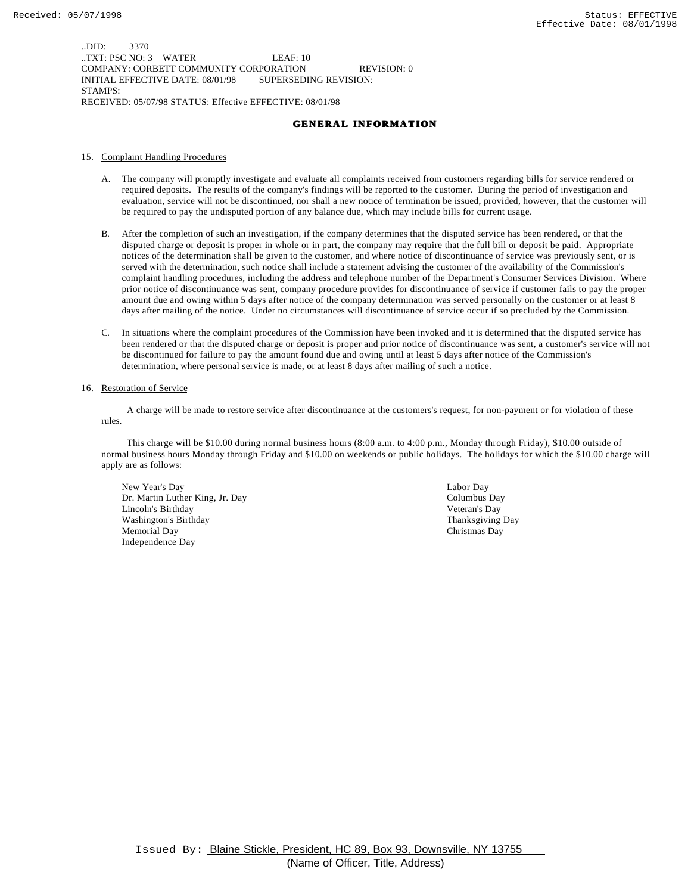..DID: 3370
..TXT: PSC NO: 3 WATER LEAF: 10
COMPANY: CORBETT COMMUNITY CORPORATION REVISION: 0
INITIAL EFFECTIVE DATE: 08/01/98 SUPERSEDING REVISION:
STAMPS:
RECEIVED: 05/07/98 STATUS: Effective EFFECTIVE: 08/01/98

## GENERAL INFORMATION

15. Complaint Handling Procedures

   A. The company will promptly investigate and evaluate all complaints received from customers regarding bills for service rendered or required deposits. The results of the company's findings will be reported to the customer. During the period of investigation and evaluation, service will not be discontinued, nor shall a new notice of termination be issued, provided, however, that the customer will be required to pay the undisputed portion of any balance due, which may include bills for current usage.

   B. After the completion of such an investigation, if the company determines that the disputed service has been rendered, or that the disputed charge or deposit is proper in whole or in part, the company may require that the full bill or deposit be paid. Appropriate notices of the determination shall be given to the customer, and where notice of discontinuance of service was previously sent, or is served with the determination, such notice shall include a statement advising the customer of the availability of the Commission's complaint handling procedures, including the address and telephone number of the Department's Consumer Services Division. Where prior notice of discontinuance was sent, company procedure provides for discontinuance of service if customer fails to pay the proper amount due and owing within 5 days after notice of the company determination was served personally on the customer or at least 8 days after mailing of the notice. Under no circumstances will discontinuance of service occur if so precluded by the Commission.

   C. In situations where the complaint procedures of the Commission have been invoked and it is determined that the disputed service has been rendered or that the disputed charge or deposit is proper and prior notice of discontinuance was sent, a customer's service will not be discontinued for failure to pay the amount found due and owing until at least 5 days after notice of the Commission's determination, where personal service is made, or at least 8 days after mailing of such a notice.

16. Restoration of Service

   A charge will be made to restore service after discontinuance at the customers's request, for non-payment or for violation of these rules.

   This charge will be $10.00 during normal business hours (8:00 a.m. to 4:00 p.m., Monday through Friday), $10.00 outside of normal business hours Monday through Friday and $10.00 on weekends or public holidays. The holidays for which the $10.00 charge will apply are as follows:

   New Year's Day
   Dr. Martin Luther King, Jr. Day
   Lincoln's Birthday
   Washington's Birthday
   Memorial Day
   Independence Day
   Labor Day
   Columbus Day
   Veteran's Day
   Thanksgiving Day
   Christmas Day

Issued By: Blaine Stickle, President, HC 89, Box 93, Downsville, NY 13755
(Name of Officer, Title, Address)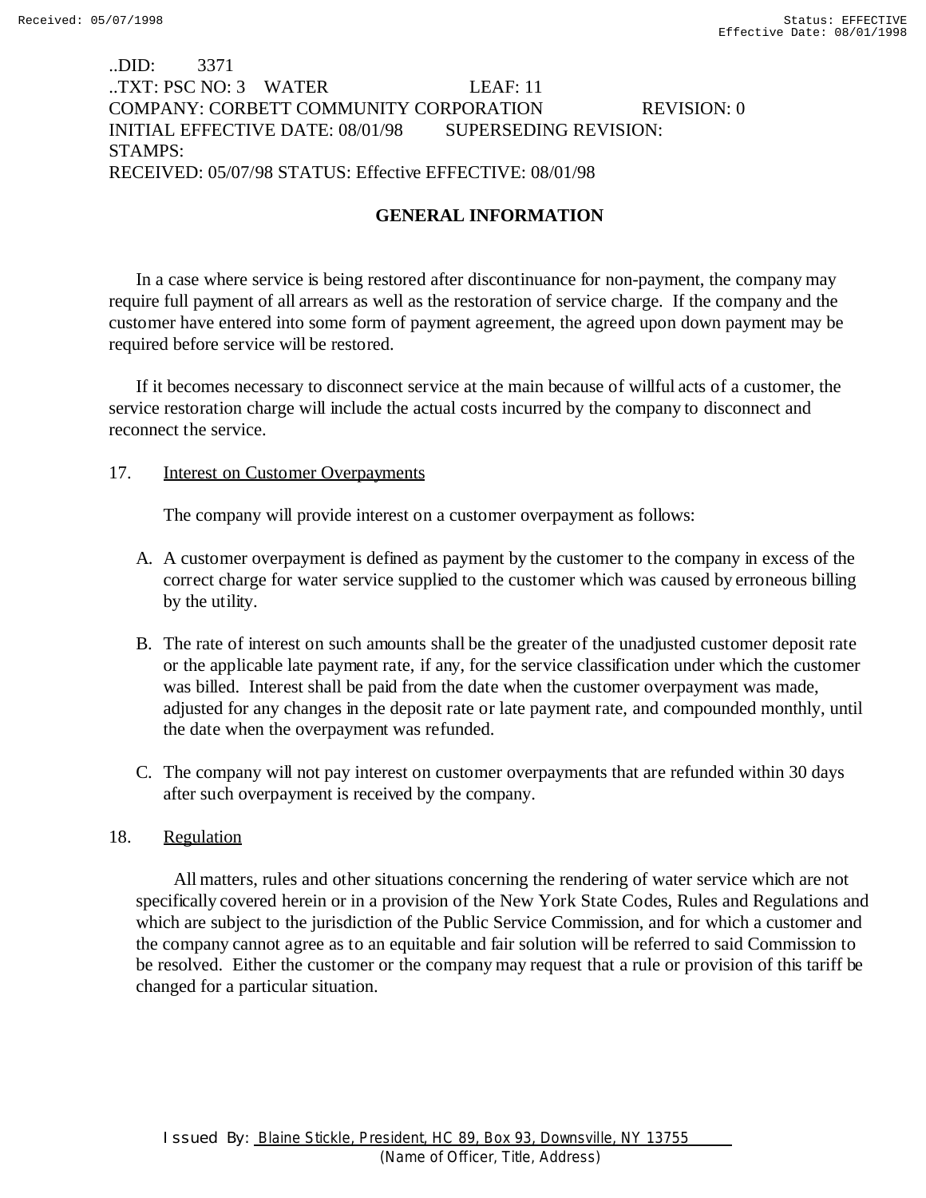..DID: 3371
..TXT: PSC NO: 3 WATER LEAF: 11
COMPANY: CORBETT COMMUNITY CORPORATION REVISION: 0
INITIAL EFFECTIVE DATE: 08/01/98 SUPERSEDING REVISION:
STAMPS:
RECEIVED: 05/07/98 STATUS: Effective EFFECTIVE: 08/01/98

## GENERAL INFORMATION

In a case where service is being restored after discontinuance for non-payment, the company may require full payment of all arrears as well as the restoration of service charge. If the company and the customer have entered into some form of payment agreement, the agreed upon down payment may be required before service will be restored.

If it becomes necessary to disconnect service at the main because of willful acts of a customer, the service restoration charge will include the actual costs incurred by the company to disconnect and reconnect the service.

17. Interest on Customer Overpayments

The company will provide interest on a customer overpayment as follows:

A. A customer overpayment is defined as payment by the customer to the company in excess of the correct charge for water service supplied to the customer which was caused by erroneous billing by the utility.

B. The rate of interest on such amounts shall be the greater of the unadjusted customer deposit rate or the applicable late payment rate, if any, for the service classification under which the customer was billed. Interest shall be paid from the date when the customer overpayment was made, adjusted for any changes in the deposit rate or late payment rate, and compounded monthly, until the date when the overpayment was refunded.

C. The company will not pay interest on customer overpayments that are refunded within 30 days after such overpayment is received by the company.

18. Regulation

All matters, rules and other situations concerning the rendering of water service which are not specifically covered herein or in a provision of the New York State Codes, Rules and Regulations and which are subject to the jurisdiction of the Public Service Commission, and for which a customer and the company cannot agree as to an equitable and fair solution will be referred to said Commission to be resolved. Either the customer or the company may request that a rule or provision of this tariff be changed for a particular situation.

Issued By: Blaine Stickle, President, HC 89, Box 93, Downsville, NY 13755
(Name of Officer, Title, Address)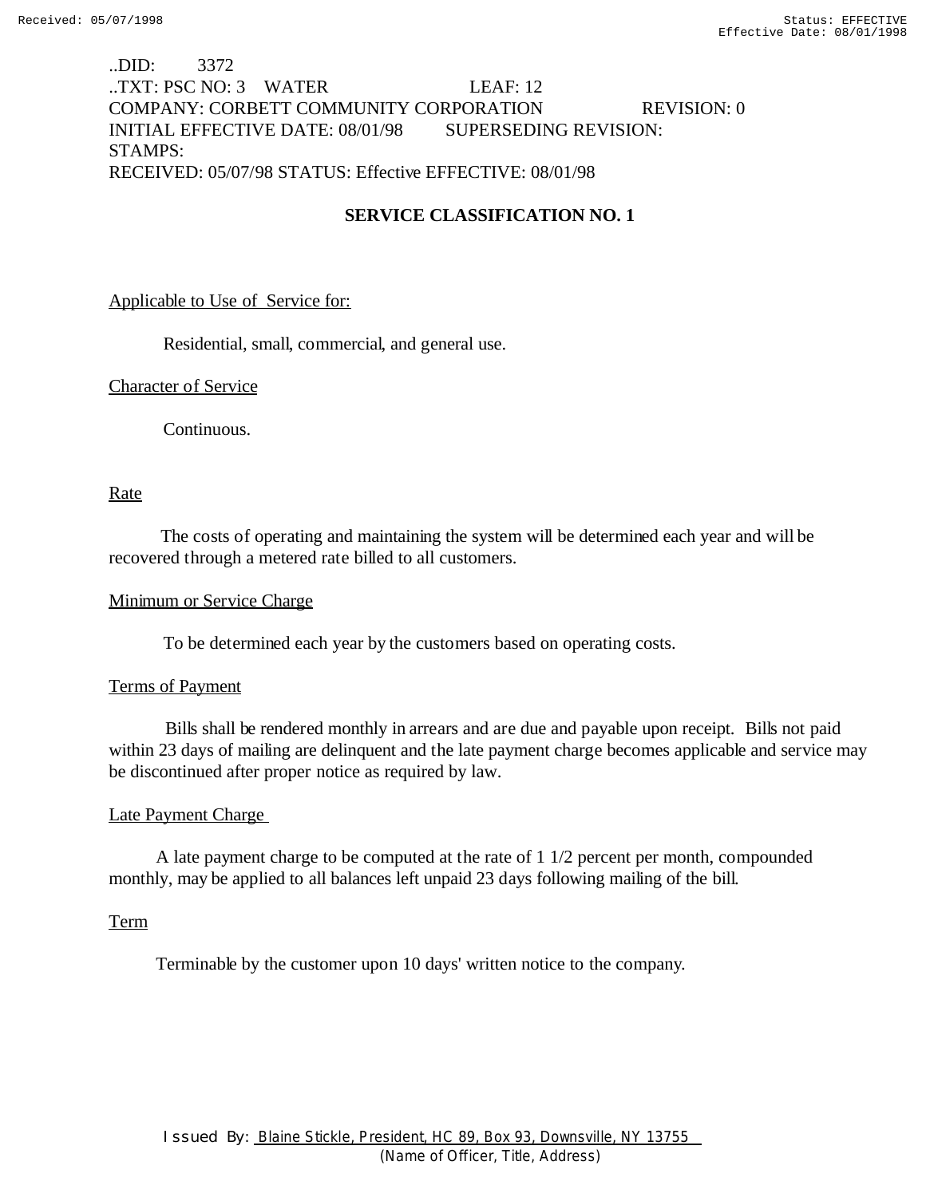..DID: 3372
..TXT: PSC NO: 3 WATER LEAF: 12
COMPANY: CORBETT COMMUNITY CORPORATION REVISION: 0
INITIAL EFFECTIVE DATE: 08/01/98 SUPERSEDING REVISION:
STAMPS:
RECEIVED: 05/07/98 STATUS: Effective EFFECTIVE: 08/01/98

## SERVICE CLASSIFICATION NO. 1

Applicable to Use of Service for:

Residential, small, commercial, and general use.

Character of Service

Continuous.

Rate

The costs of operating and maintaining the system will be determined each year and will be recovered through a metered rate billed to all customers.

Minimum or Service Charge

To be determined each year by the customers based on operating costs.

Terms of Payment

Bills shall be rendered monthly in arrears and are due and payable upon receipt. Bills not paid within 23 days of mailing are delinquent and the late payment charge becomes applicable and service may be discontinued after proper notice as required by law.

Late Payment Charge

A late payment charge to be computed at the rate of 1 1/2 percent per month, compounded monthly, may be applied to all balances left unpaid 23 days following mailing of the bill.

Term

Terminable by the customer upon 10 days' written notice to the company.

Issued By: Blaine Stickle, President, HC 89, Box 93, Downsville, NY 13755
(Name of Officer, Title, Address)